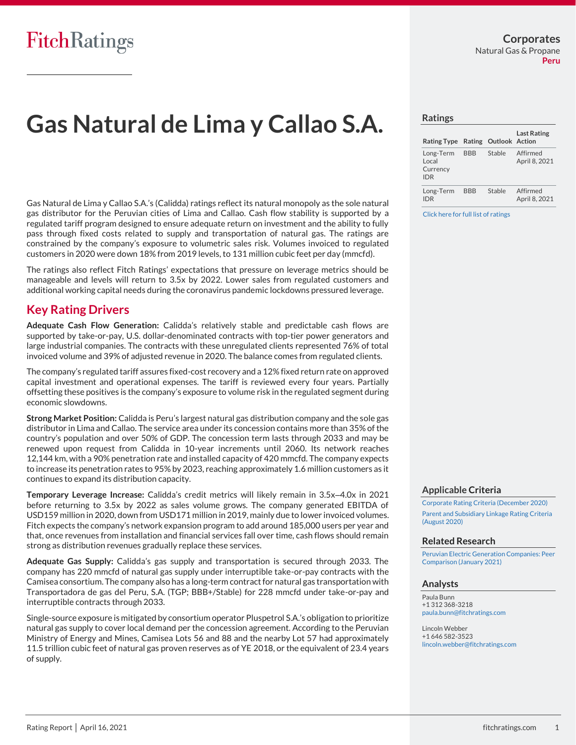FitchRatings

# Gas Natural de Lima y Callao S.A.

**Corporates**
Natural Gas & Propane
**Peru**

## Ratings

| Rating Type | Rating | Outlook | Last Rating Action |
|---|---|---|---|
| Long-Term Local Currency IDR | BBB | Stable | Affirmed April 8, 2021 |
| Long-Term IDR | BBB | Stable | Affirmed April 8, 2021 |

Click here for full list of ratings

Gas Natural de Lima y Callao S.A.'s (Calidda) ratings reflect its natural monopoly as the sole natural gas distributor for the Peruvian cities of Lima and Callao. Cash flow stability is supported by a regulated tariff program designed to ensure adequate return on investment and the ability to fully pass through fixed costs related to supply and transportation of natural gas. The ratings are constrained by the company's exposure to volumetric sales risk. Volumes invoiced to regulated customers in 2020 were down 18% from 2019 levels, to 131 million cubic feet per day (mmcfd).

The ratings also reflect Fitch Ratings' expectations that pressure on leverage metrics should be manageable and levels will return to 3.5x by 2022. Lower sales from regulated customers and additional working capital needs during the coronavirus pandemic lockdowns pressured leverage.

## Key Rating Drivers

**Adequate Cash Flow Generation:** Calidda's relatively stable and predictable cash flows are supported by take-or-pay, U.S. dollar-denominated contracts with top-tier power generators and large industrial companies. The contracts with these unregulated clients represented 76% of total invoiced volume and 39% of adjusted revenue in 2020. The balance comes from regulated clients.

The company's regulated tariff assures fixed-cost recovery and a 12% fixed return rate on approved capital investment and operational expenses. The tariff is reviewed every four years. Partially offsetting these positives is the company's exposure to volume risk in the regulated segment during economic slowdowns.

**Strong Market Position:** Calidda is Peru's largest natural gas distribution company and the sole gas distributor in Lima and Callao. The service area under its concession contains more than 35% of the country's population and over 50% of GDP. The concession term lasts through 2033 and may be renewed upon request from Calidda in 10-year increments until 2060. Its network reaches 12,144 km, with a 90% penetration rate and installed capacity of 420 mmcfd. The company expects to increase its penetration rates to 95% by 2023, reaching approximately 1.6 million customers as it continues to expand its distribution capacity.

**Temporary Leverage Increase:** Calidda's credit metrics will likely remain in 3.5x–4.0x in 2021 before returning to 3.5x by 2022 as sales volume grows. The company generated EBITDA of USD159 million in 2020, down from USD171 million in 2019, mainly due to lower invoiced volumes. Fitch expects the company's network expansion program to add around 185,000 users per year and that, once revenues from installation and financial services fall over time, cash flows should remain strong as distribution revenues gradually replace these services.

**Adequate Gas Supply:** Calidda's gas supply and transportation is secured through 2033. The company has 220 mmcfd of natural gas supply under interruptible take-or-pay contracts with the Camisea consortium. The company also has a long-term contract for natural gas transportation with Transportadora de gas del Peru, S.A. (TGP; BBB+/Stable) for 228 mmcfd under take-or-pay and interruptible contracts through 2033.

Single-source exposure is mitigated by consortium operator Pluspetrol S.A.'s obligation to prioritize natural gas supply to cover local demand per the concession agreement. According to the Peruvian Ministry of Energy and Mines, Camisea Lots 56 and 88 and the nearby Lot 57 had approximately 11.5 trillion cubic feet of natural gas proven reserves as of YE 2018, or the equivalent of 23.4 years of supply.

## Applicable Criteria

Corporate Rating Criteria (December 2020)

Parent and Subsidiary Linkage Rating Criteria (August 2020)

## Related Research

Peruvian Electric Generation Companies: Peer Comparison (January 2021)

## Analysts

Paula Bunn
+1 312 368-3218
paula.bunn@fitchratings.com

Lincoln Webber
+1 646 582-3523
lincoln.webber@fitchratings.com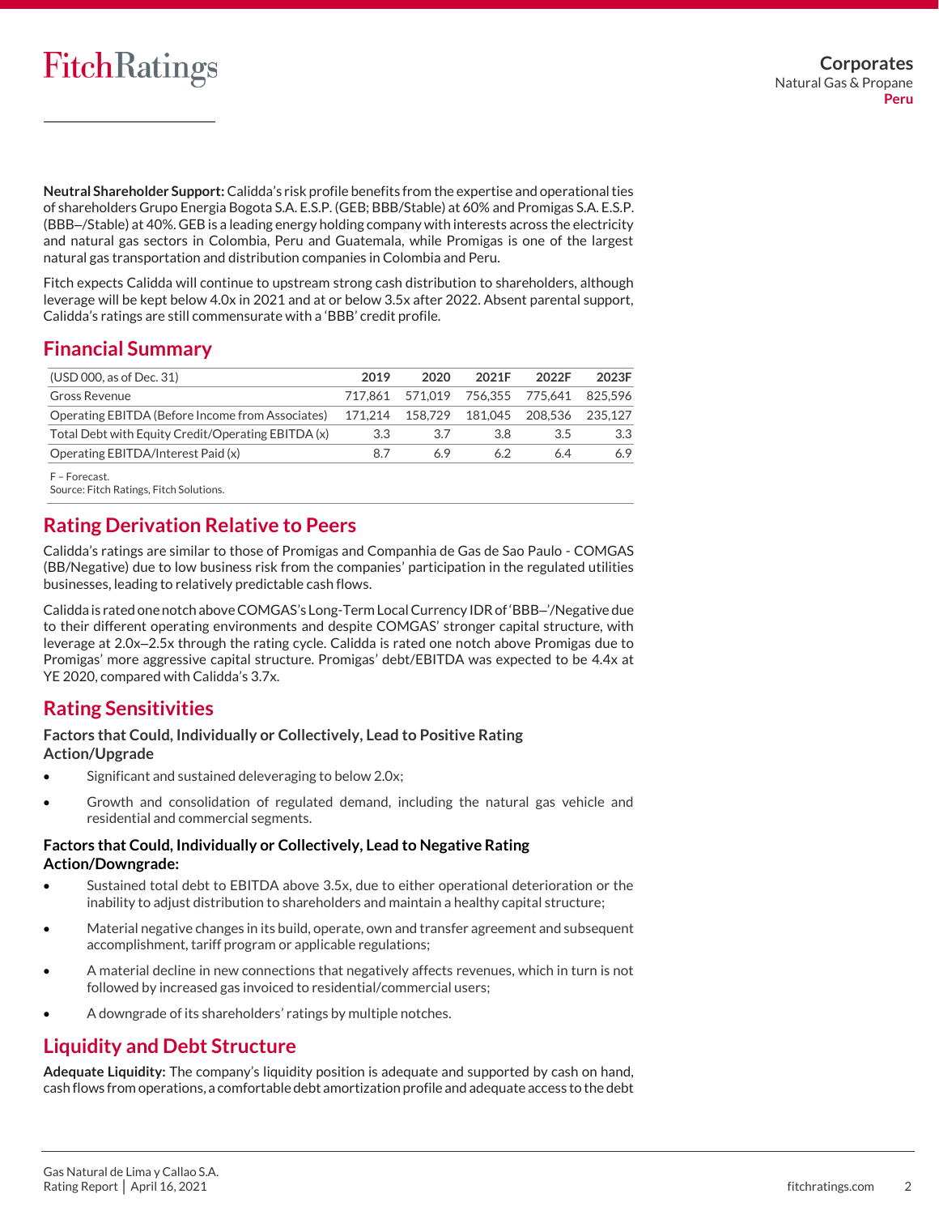**Neutral Shareholder Support:** Calidda's risk profile benefits from the expertise and operational ties of shareholders Grupo Energia Bogota S.A. E.S.P. (GEB; BBB/Stable) at 60% and Promigas S.A. E.S.P. (BBB–/Stable) at 40%. GEB is a leading energy holding company with interests across the electricity and natural gas sectors in Colombia, Peru and Guatemala, while Promigas is one of the largest natural gas transportation and distribution companies in Colombia and Peru.

Fitch expects Calidda will continue to upstream strong cash distribution to shareholders, although leverage will be kept below 4.0x in 2021 and at or below 3.5x after 2022. Absent parental support, Calidda's ratings are still commensurate with a 'BBB' credit profile.

## Financial Summary

| (USD 000, as of Dec. 31) | 2019 | 2020 | 2021F | 2022F | 2023F |
|---|---|---|---|---|---|
| Gross Revenue | 717,861 | 571,019 | 756,355 | 775,641 | 825,596 |
| Operating EBITDA (Before Income from Associates) | 171,214 | 158,729 | 181,045 | 208,536 | 235,127 |
| Total Debt with Equity Credit/Operating EBITDA (x) | 3.3 | 3.7 | 3.8 | 3.5 | 3.3 |
| Operating EBITDA/Interest Paid (x) | 8.7 | 6.9 | 6.2 | 6.4 | 6.9 |

F – Forecast.
Source: Fitch Ratings, Fitch Solutions.

## Rating Derivation Relative to Peers

Calidda's ratings are similar to those of Promigas and Companhia de Gas de Sao Paulo - COMGAS (BB/Negative) due to low business risk from the companies' participation in the regulated utilities businesses, leading to relatively predictable cash flows.

Calidda is rated one notch above COMGAS's Long-Term Local Currency IDR of 'BBB–'/Negative due to their different operating environments and despite COMGAS' stronger capital structure, with leverage at 2.0x–2.5x through the rating cycle. Calidda is rated one notch above Promigas due to Promigas' more aggressive capital structure. Promigas' debt/EBITDA was expected to be 4.4x at YE 2020, compared with Calidda's 3.7x.

## Rating Sensitivities

### Factors that Could, Individually or Collectively, Lead to Positive Rating Action/Upgrade

- Significant and sustained deleveraging to below 2.0x;
- Growth and consolidation of regulated demand, including the natural gas vehicle and residential and commercial segments.

### Factors that Could, Individually or Collectively, Lead to Negative Rating Action/Downgrade:

- Sustained total debt to EBITDA above 3.5x, due to either operational deterioration or the inability to adjust distribution to shareholders and maintain a healthy capital structure;
- Material negative changes in its build, operate, own and transfer agreement and subsequent accomplishment, tariff program or applicable regulations;
- A material decline in new connections that negatively affects revenues, which in turn is not followed by increased gas invoiced to residential/commercial users;
- A downgrade of its shareholders' ratings by multiple notches.

## Liquidity and Debt Structure

**Adequate Liquidity:** The company's liquidity position is adequate and supported by cash on hand, cash flows from operations, a comfortable debt amortization profile and adequate access to the debt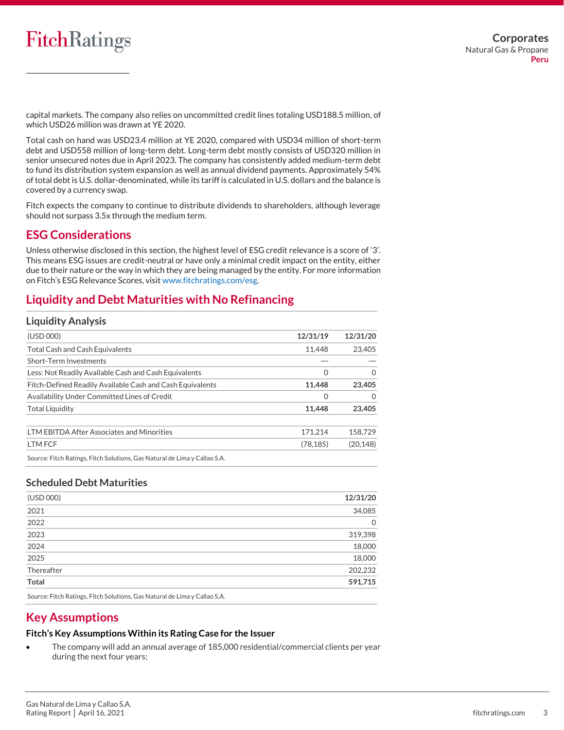capital markets. The company also relies on uncommitted credit lines totaling USD188.5 million, of which USD26 million was drawn at YE 2020.

Total cash on hand was USD23.4 million at YE 2020, compared with USD34 million of short-term debt and USD558 million of long-term debt. Long-term debt mostly consists of USD320 million in senior unsecured notes due in April 2023. The company has consistently added medium-term debt to fund its distribution system expansion as well as annual dividend payments. Approximately 54% of total debt is U.S. dollar-denominated, while its tariff is calculated in U.S. dollars and the balance is covered by a currency swap.

Fitch expects the company to continue to distribute dividends to shareholders, although leverage should not surpass 3.5x through the medium term.

## ESG Considerations

Unless otherwise disclosed in this section, the highest level of ESG credit relevance is a score of '3'. This means ESG issues are credit-neutral or have only a minimal credit impact on the entity, either due to their nature or the way in which they are being managed by the entity. For more information on Fitch's ESG Relevance Scores, visit www.fitchratings.com/esg.

## Liquidity and Debt Maturities with No Refinancing

### Liquidity Analysis

| (USD 000) | **12/31/19** | **12/31/20** |
|---|---|---|
| Total Cash and Cash Equivalents | 11,448 | 23,405 |
| Short-Term Investments | — | — |
| Less: Not Readily Available Cash and Cash Equivalents | 0 | 0 |
| Fitch-Defined Readily Available Cash and Cash Equivalents | **11,448** | **23,405** |
| Availability Under Committed Lines of Credit | 0 | 0 |
| Total Liquidity | **11,448** | **23,405** |
| | | |
| LTM EBITDA After Associates and Minorities | 171,214 | 158,729 |
| LTM FCF | (78,185) | (20,148) |

Source: Fitch Ratings, Fitch Solutions, Gas Natural de Lima y Callao S.A.

### Scheduled Debt Maturities

| (USD 000) | **12/31/20** |
|---|---|
| 2021 | 34,085 |
| 2022 | 0 |
| 2023 | 319,398 |
| 2024 | 18,000 |
| 2025 | 18,000 |
| Thereafter | 202,232 |
| **Total** | **591,715** |

Source: Fitch Ratings, Fitch Solutions, Gas Natural de Lima y Callao S.A.

## Key Assumptions

### Fitch's Key Assumptions Within its Rating Case for the Issuer

- The company will add an annual average of 185,000 residential/commercial clients per year during the next four years;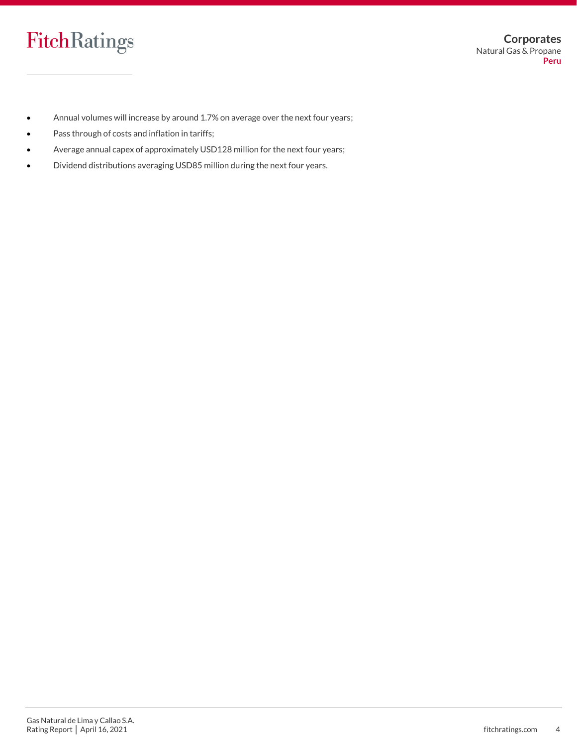- Annual volumes will increase by around 1.7% on average over the next four years;
- Pass through of costs and inflation in tariffs;
- Average annual capex of approximately USD128 million for the next four years;
- Dividend distributions averaging USD85 million during the next four years.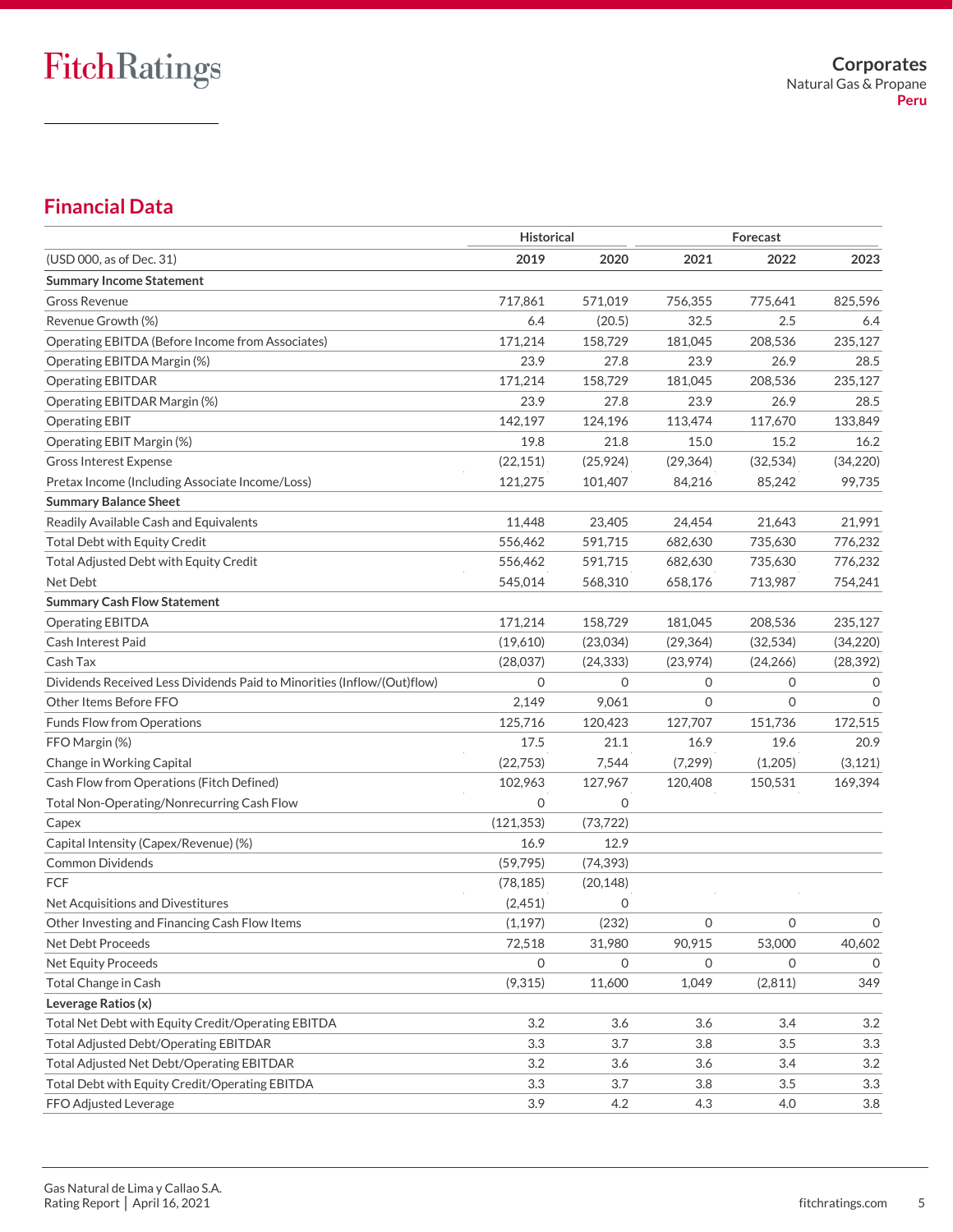## Financial Data

| | Historical | | Forecast | | |
|---|---|---|---|---|---|
| (USD 000, as of Dec. 31) | 2019 | 2020 | 2021 | 2022 | 2023 |
| **Summary Income Statement** | | | | | |
| Gross Revenue | 717,861 | 571,019 | 756,355 | 775,641 | 825,596 |
| Revenue Growth (%) | 6.4 | (20.5) | 32.5 | 2.5 | 6.4 |
| Operating EBITDA (Before Income from Associates) | 171,214 | 158,729 | 181,045 | 208,536 | 235,127 |
| Operating EBITDA Margin (%) | 23.9 | 27.8 | 23.9 | 26.9 | 28.5 |
| Operating EBITDAR | 171,214 | 158,729 | 181,045 | 208,536 | 235,127 |
| Operating EBITDAR Margin (%) | 23.9 | 27.8 | 23.9 | 26.9 | 28.5 |
| Operating EBIT | 142,197 | 124,196 | 113,474 | 117,670 | 133,849 |
| Operating EBIT Margin (%) | 19.8 | 21.8 | 15.0 | 15.2 | 16.2 |
| Gross Interest Expense | (22,151) | (25,924) | (29,364) | (32,534) | (34,220) |
| Pretax Income (Including Associate Income/Loss) | 121,275 | 101,407 | 84,216 | 85,242 | 99,735 |
| **Summary Balance Sheet** | | | | | |
| Readily Available Cash and Equivalents | 11,448 | 23,405 | 24,454 | 21,643 | 21,991 |
| Total Debt with Equity Credit | 556,462 | 591,715 | 682,630 | 735,630 | 776,232 |
| Total Adjusted Debt with Equity Credit | 556,462 | 591,715 | 682,630 | 735,630 | 776,232 |
| Net Debt | 545,014 | 568,310 | 658,176 | 713,987 | 754,241 |
| **Summary Cash Flow Statement** | | | | | |
| Operating EBITDA | 171,214 | 158,729 | 181,045 | 208,536 | 235,127 |
| Cash Interest Paid | (19,610) | (23,034) | (29,364) | (32,534) | (34,220) |
| Cash Tax | (28,037) | (24,333) | (23,974) | (24,266) | (28,392) |
| Dividends Received Less Dividends Paid to Minorities (Inflow/(Out)flow) | 0 | 0 | 0 | 0 | 0 |
| Other Items Before FFO | 2,149 | 9,061 | 0 | 0 | 0 |
| Funds Flow from Operations | 125,716 | 120,423 | 127,707 | 151,736 | 172,515 |
| FFO Margin (%) | 17.5 | 21.1 | 16.9 | 19.6 | 20.9 |
| Change in Working Capital | (22,753) | 7,544 | (7,299) | (1,205) | (3,121) |
| Cash Flow from Operations (Fitch Defined) | 102,963 | 127,967 | 120,408 | 150,531 | 169,394 |
| Total Non-Operating/Nonrecurring Cash Flow | 0 | 0 | | | |
| Capex | (121,353) | (73,722) | | | |
| Capital Intensity (Capex/Revenue) (%) | 16.9 | 12.9 | | | |
| Common Dividends | (59,795) | (74,393) | | | |
| FCF | (78,185) | (20,148) | | | |
| Net Acquisitions and Divestitures | (2,451) | 0 | | | |
| Other Investing and Financing Cash Flow Items | (1,197) | (232) | 0 | 0 | 0 |
| Net Debt Proceeds | 72,518 | 31,980 | 90,915 | 53,000 | 40,602 |
| Net Equity Proceeds | 0 | 0 | 0 | 0 | 0 |
| Total Change in Cash | (9,315) | 11,600 | 1,049 | (2,811) | 349 |
| **Leverage Ratios (x)** | | | | | |
| Total Net Debt with Equity Credit/Operating EBITDA | 3.2 | 3.6 | 3.6 | 3.4 | 3.2 |
| Total Adjusted Debt/Operating EBITDAR | 3.3 | 3.7 | 3.8 | 3.5 | 3.3 |
| Total Adjusted Net Debt/Operating EBITDAR | 3.2 | 3.6 | 3.6 | 3.4 | 3.2 |
| Total Debt with Equity Credit/Operating EBITDA | 3.3 | 3.7 | 3.8 | 3.5 | 3.3 |
| FFO Adjusted Leverage | 3.9 | 4.2 | 4.3 | 4.0 | 3.8 |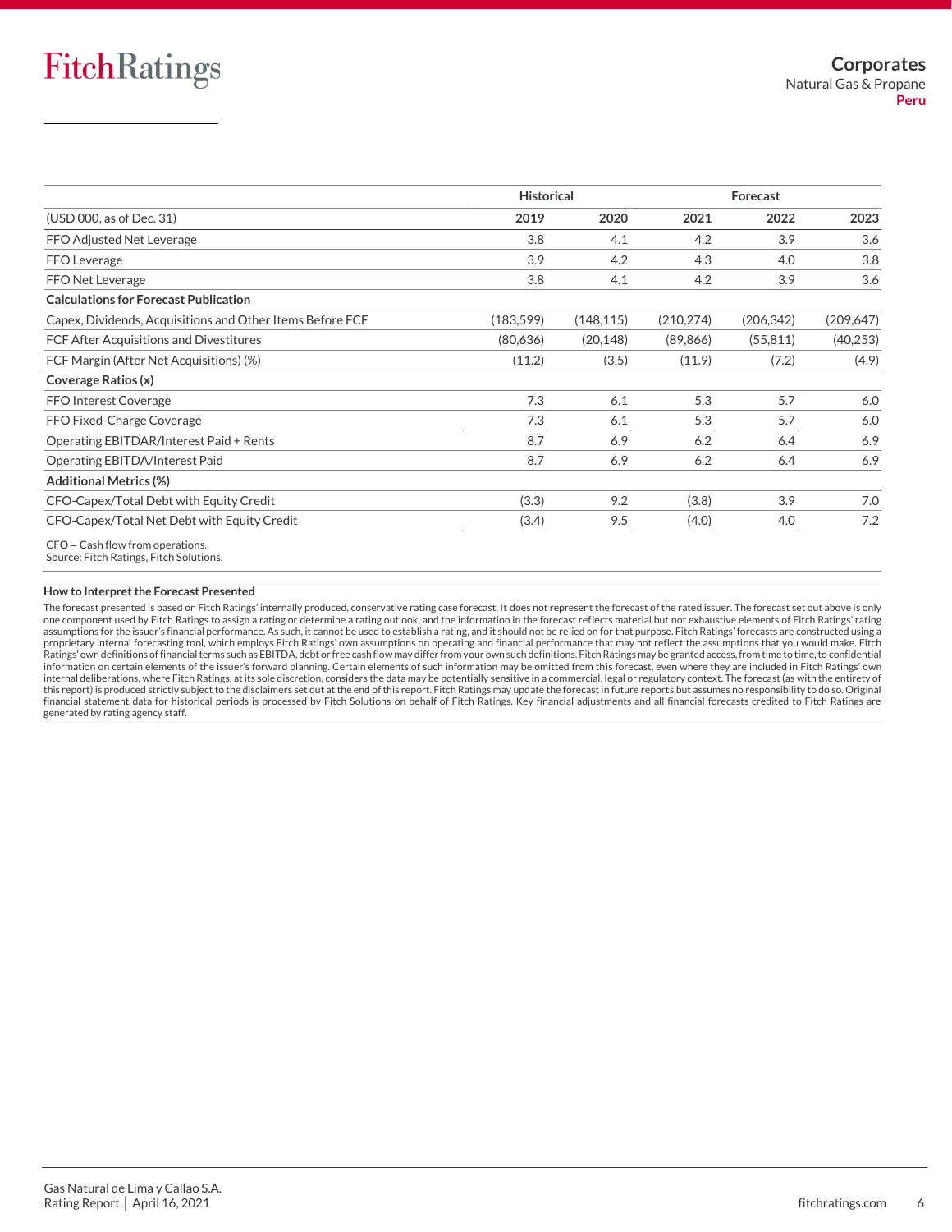| | Historical | | Forecast | | |
|---|---|---|---|---|---|
| (USD 000, as of Dec. 31) | 2019 | 2020 | 2021 | 2022 | 2023 |
| FFO Adjusted Net Leverage | 3.8 | 4.1 | 4.2 | 3.9 | 3.6 |
| FFO Leverage | 3.9 | 4.2 | 4.3 | 4.0 | 3.8 |
| FFO Net Leverage | 3.8 | 4.1 | 4.2 | 3.9 | 3.6 |
| **Calculations for Forecast Publication** | | | | | |
| Capex, Dividends, Acquisitions and Other Items Before FCF | (183,599) | (148,115) | (210,274) | (206,342) | (209,647) |
| FCF After Acquisitions and Divestitures | (80,636) | (20,148) | (89,866) | (55,811) | (40,253) |
| FCF Margin (After Net Acquisitions) (%) | (11.2) | (3.5) | (11.9) | (7.2) | (4.9) |
| **Coverage Ratios (x)** | | | | | |
| FFO Interest Coverage | 7.3 | 6.1 | 5.3 | 5.7 | 6.0 |
| FFO Fixed-Charge Coverage | 7.3 | 6.1 | 5.3 | 5.7 | 6.0 |
| Operating EBITDAR/Interest Paid + Rents | 8.7 | 6.9 | 6.2 | 6.4 | 6.9 |
| Operating EBITDA/Interest Paid | 8.7 | 6.9 | 6.2 | 6.4 | 6.9 |
| **Additional Metrics (%)** | | | | | |
| CFO-Capex/Total Debt with Equity Credit | (3.3) | 9.2 | (3.8) | 3.9 | 7.0 |
| CFO-Capex/Total Net Debt with Equity Credit | (3.4) | 9.5 | (4.0) | 4.0 | 7.2 |

CFO — Cash flow from operations.
Source: Fitch Ratings, Fitch Solutions.

**How to Interpret the Forecast Presented**

The forecast presented is based on Fitch Ratings' internally produced, conservative rating case forecast. It does not represent the forecast of the rated issuer. The forecast set out above is only one component used by Fitch Ratings to assign a rating or determine a rating outlook, and the information in the forecast reflects material but not exhaustive elements of Fitch Ratings' rating assumptions for the issuer's financial performance. As such, it cannot be used to establish a rating, and it should not be relied on for that purpose. Fitch Ratings' forecasts are constructed using a proprietary internal forecasting tool, which employs Fitch Ratings' own assumptions on operating and financial performance that may not reflect the assumptions that you would make. Fitch Ratings' own definitions of financial terms such as EBITDA, debt or free cash flow may differ from your own such definitions. Fitch Ratings may be granted access, from time to time, to confidential information on certain elements of the issuer's forward planning. Certain elements of such information may be omitted from this forecast, even where they are included in Fitch Ratings' own internal deliberations, where Fitch Ratings, at its sole discretion, considers the data may be potentially sensitive in a commercial, legal or regulatory context. The forecast (as with the entirety of this report) is produced strictly subject to the disclaimers set out at the end of this report. Fitch Ratings may update the forecast in future reports but assumes no responsibility to do so. Original financial statement data for historical periods is processed by Fitch Solutions on behalf of Fitch Ratings. Key financial adjustments and all financial forecasts credited to Fitch Ratings are generated by rating agency staff.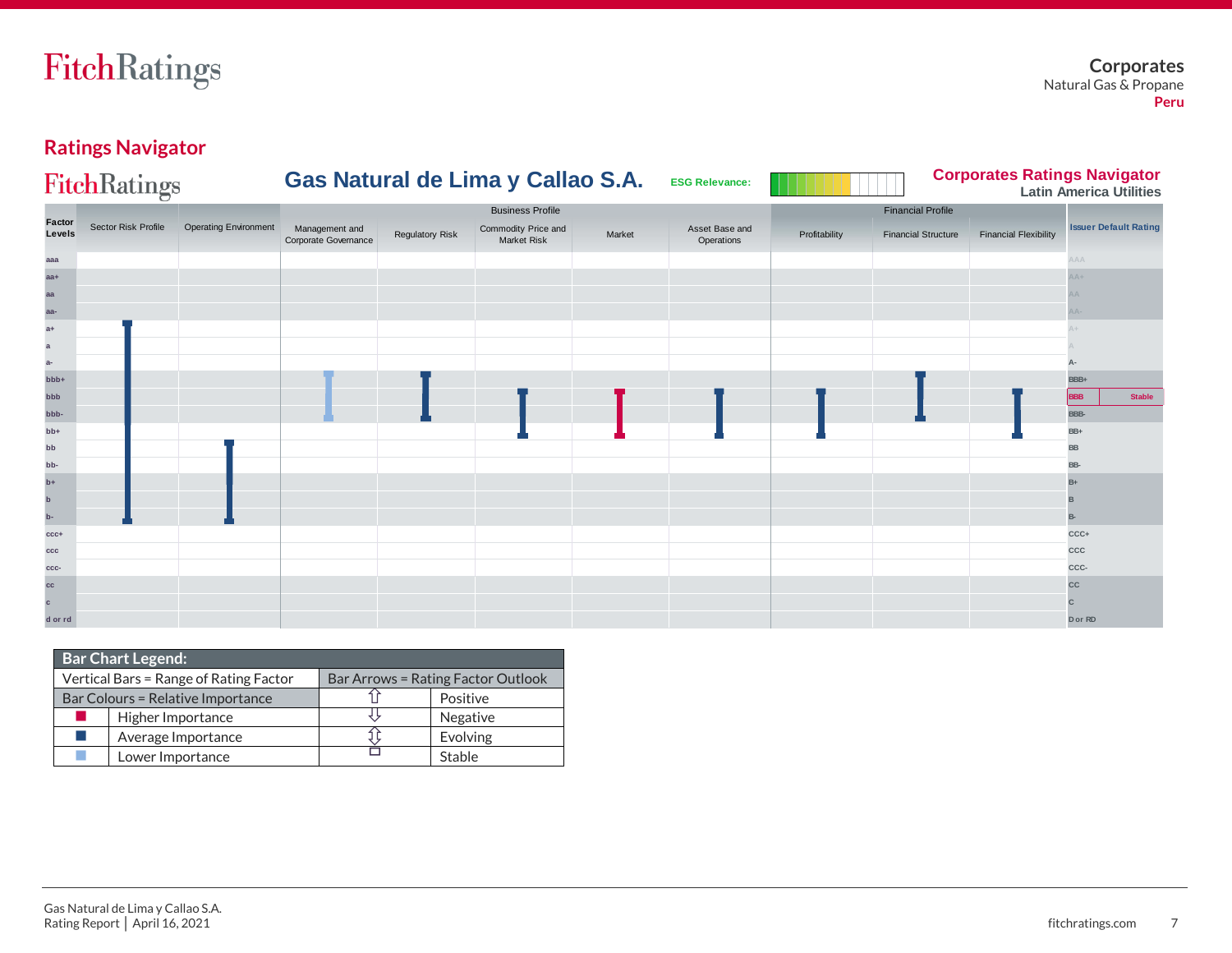## Ratings Navigator

**Gas Natural de Lima y Callao S.A.**

ESG Relevance:

**Corporates Ratings Navigator**
**Latin America Utilities**

| Factor Levels | Sector Risk Profile | Operating Environment | Management and Corporate Governance | Regulatory Risk | Commodity Price and Market Risk | Market | Asset Base and Operations | Profitability | Financial Structure | Financial Flexibility | Issuer Default Rating |
|---|---|---|---|---|---|---|---|---|---|---|---|
| | | | Business Profile | | | | | Financial Profile | | | |
| aaa | | | | | | | | | | | AAA |
| aa+ | | | | | | | | | | | AA+ |
| aa | | | | | | | | | | | AA |
| aa- | | | | | | | | | | | AA- |
| a+ | | | | | | | | | | | A+ |
| a | | | | | | | | | | | A |
| a- | | | | | | | | | | | A- |
| bbb+ | | | | | | | | | | | BBB+ |
| bbb | | | | | | | | | | | BBB Stable |
| bbb- | | | | | | | | | | | BBB- |
| bb+ | | | | | | | | | | | BB+ |
| bb | | | | | | | | | | | BB |
| bb- | | | | | | | | | | | BB- |
| b+ | | | | | | | | | | | B+ |
| b | | | | | | | | | | | B |
| b- | | | | | | | | | | | B- |
| ccc+ | | | | | | | | | | | CCC+ |
| ccc | | | | | | | | | | | CCC |
| ccc- | | | | | | | | | | | CCC- |
| cc | | | | | | | | | | | CC |
| c | | | | | | | | | | | C |
| d or rd | | | | | | | | | | | D or RD |

| Bar Chart Legend: | | | |
|---|---|---|---|
| Vertical Bars = Range of Rating Factor | | Bar Arrows = Rating Factor Outlook | |
| Bar Colours = Relative Importance | | ⇧ | Positive |
| ■ | Higher Importance | ⇩ | Negative |
| ■ | Average Importance | ⇳ | Evolving |
| ■ | Lower Importance | □ | Stable |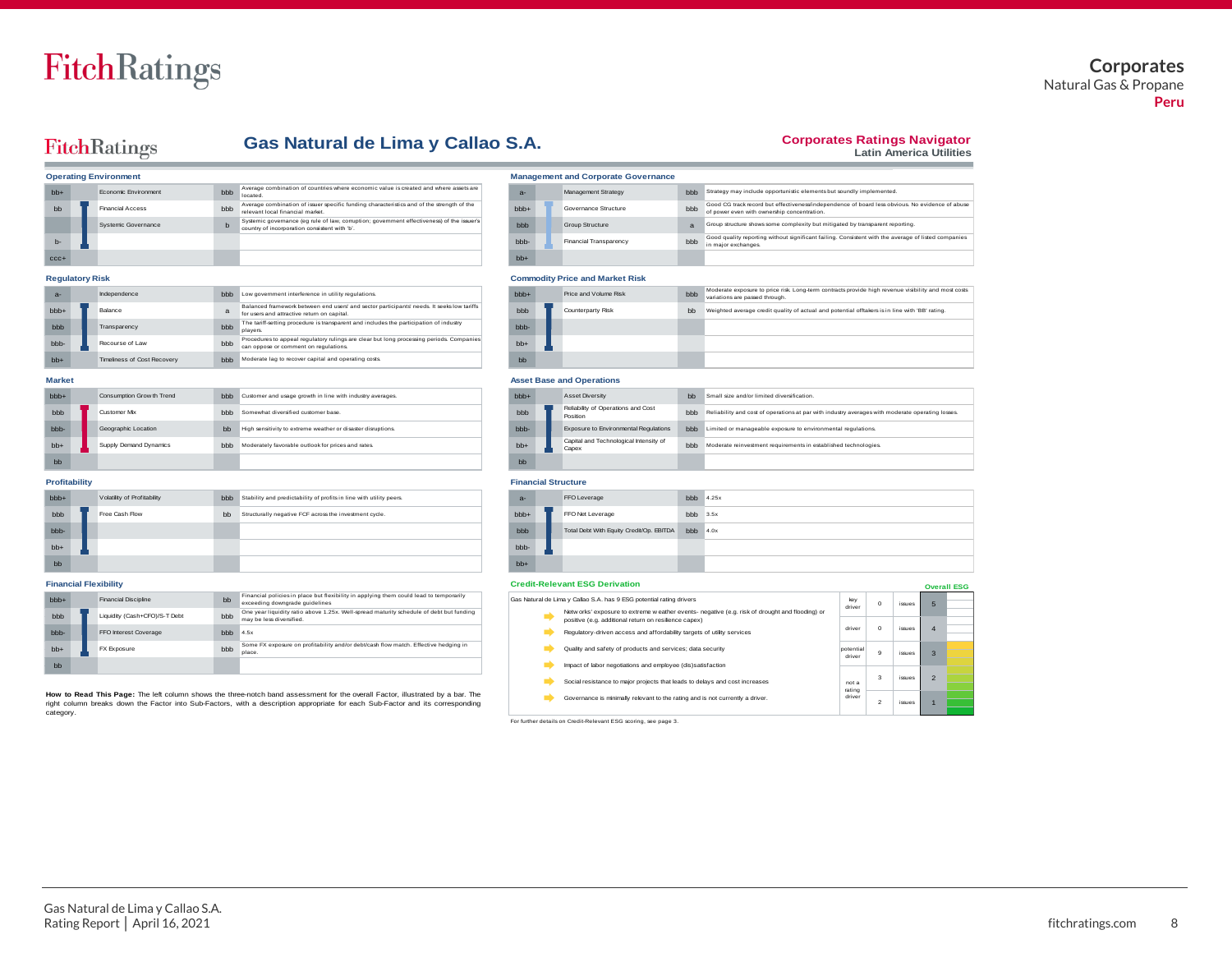# Gas Natural de Lima y Callao S.A.

**Corporates Ratings Navigator**
Latin America Utilities

### Operating Environment

| Scale | Sub-Factor | Score | Description |
|---|---|---|---|
| bb+ | Economic Environment | bbb | Average combination of countries where economic value is created and where assets are located. |
| bb | Financial Access | bbb | Average combination of issuer specific funding characteristics and of the strength of the relevant local financial market. |
| | Systemic Governance | b | Systemic governance (eg rule of law, corruption; government effectiveness) of the issuer's country of incorporation consistent with 'b'. |
| b- | | | |
| ccc+ | | | |

### Management and Corporate Governance

| Scale | Sub-Factor | Score | Description |
|---|---|---|---|
| a- | Management Strategy | bbb | Strategy may include opportunistic elements but soundly implemented. |
| bbb+ | Governance Structure | bbb | Good CG track record but effectiveness/independence of board less obvious. No evidence of abuse of power even with ownership concentration. |
| bbb | Group Structure | a | Group structure shows some complexity but mitigated by transparent reporting. |
| bbb- | Financial Transparency | bbb | Good quality reporting without significant failing. Consistent with the average of listed companies in major exchanges. |
| bb+ | | | |

### Regulatory Risk

| Scale | Sub-Factor | Score | Description |
|---|---|---|---|
| a- | Independence | bbb | Low government interference in utility regulations. |
| bbb+ | Balance | a | Balanced framework between end users' and sector participants' needs. It seeks low tariffs for users and attractive return on capital. |
| bbb | Transparency | bbb | The tariff-setting procedure is transparent and includes the participation of industry players. |
| bbb- | Recourse of Law | bbb | Procedures to appeal regulatory rulings are clear but long processing periods. Companies can oppose or comment on regulations. |
| bb+ | Timeliness of Cost Recovery | bbb | Moderate lag to recover capital and operating costs. |

### Commodity Price and Market Risk

| Scale | Sub-Factor | Score | Description |
|---|---|---|---|
| bbb+ | Price and Volume Risk | bbb | Moderate exposure to price risk. Long-term contracts provide high revenue visibility and most costs variations are passed through. |
| bbb | Counterparty Risk | bb | Weighted average credit quality of actual and potential offtakers is in line with 'BB' rating. |
| bbb- | | | |
| bb+ | | | |
| bb | | | |

### Market

| Scale | Sub-Factor | Score | Description |
|---|---|---|---|
| bbb+ | Consumption Growth Trend | bbb | Customer and usage growth in line with industry averages. |
| bbb | Customer Mix | bbb | Somewhat diversified customer base. |
| bbb- | Geographic Location | bb | High sensitivity to extreme weather or disaster disruptions. |
| bb+ | Supply Demand Dynamics | bbb | Moderately favorable outlook for prices and rates. |
| bb | | | |

### Asset Base and Operations

| Scale | Sub-Factor | Score | Description |
|---|---|---|---|
| bbb+ | Asset Diversity | bb | Small size and/or limited diversification. |
| bbb | Reliability of Operations and Cost Position | bbb | Reliability and cost of operations at par with industry averages with moderate operating losses. |
| bbb- | Exposure to Environmental Regulations | bbb | Limited or manageable exposure to environmental regulations. |
| bb+ | Capital and Technological Intensity of Capex | bbb | Moderate reinvestment requirements in established technologies. |
| bb | | | |

### Profitability

| Scale | Sub-Factor | Score | Description |
|---|---|---|---|
| bbb+ | Volatility of Profitability | bbb | Stability and predictability of profits in line with utility peers. |
| bbb | Free Cash Flow | bb | Structurally negative FCF across the investment cycle. |
| bbb- | | | |
| bb+ | | | |
| bb | | | |

### Financial Structure

| Scale | Sub-Factor | Score | Description |
|---|---|---|---|
| a- | FFO Leverage | bbb | 4.25x |
| bbb+ | FFO Net Leverage | bbb | 3.5x |
| bbb | Total Debt With Equity Credit/Op. EBITDA | bbb | 4.0x |
| bbb- | | | |
| bb+ | | | |

### Financial Flexibility

| Scale | Sub-Factor | Score | Description |
|---|---|---|---|
| bbb+ | Financial Discipline | bb | Financial policies in place but flexibility in applying them could lead to temporarily exceeding downgrade guidelines |
| bbb | Liquidity (Cash+CFO)/S-T Debt | bbb | One year liquidity ratio above 1.25x. Well-spread maturity schedule of debt but funding may be less diversified. |
| bbb- | FFO Interest Coverage | bbb | 4.5x |
| bb+ | FX Exposure | bbb | Some FX exposure on profitability and/or debt/cash flow match. Effective hedging in place. |
| bb | | | |

### Credit-Relevant ESG Derivation

Gas Natural de Lima y Callao S.A. has 9 ESG potential rating drivers

- Networks' exposure to extreme weather events- negative (e.g. risk of drought and flooding) or positive (e.g. additional return on resilience capex)
- Regulatory-driven access and affordability targets of utility services
- Quality and safety of products and services; data security
- Impact of labor negotiations and employee (dis)satisfaction
- Social resistance to major projects that leads to delays and cost increases
- Governance is minimally relevant to the rating and is not currently a driver.

| Category | Count | | Overall ESG |
|---|---|---|---|
| key driver | 0 | issues | 5 |
| driver | 0 | issues | 4 |
| potential driver | 9 | issues | 3 |
| not a rating driver | 3 | issues | 2 |
| | 2 | issues | 1 |

For further details on Credit-Relevant ESG scoring, see page 3.

**How to Read This Page:** The left column shows the three-notch band assessment for the overall Factor, illustrated by a bar. The right column breaks down the Factor into Sub-Factors, with a description appropriate for each Sub-Factor and its corresponding category.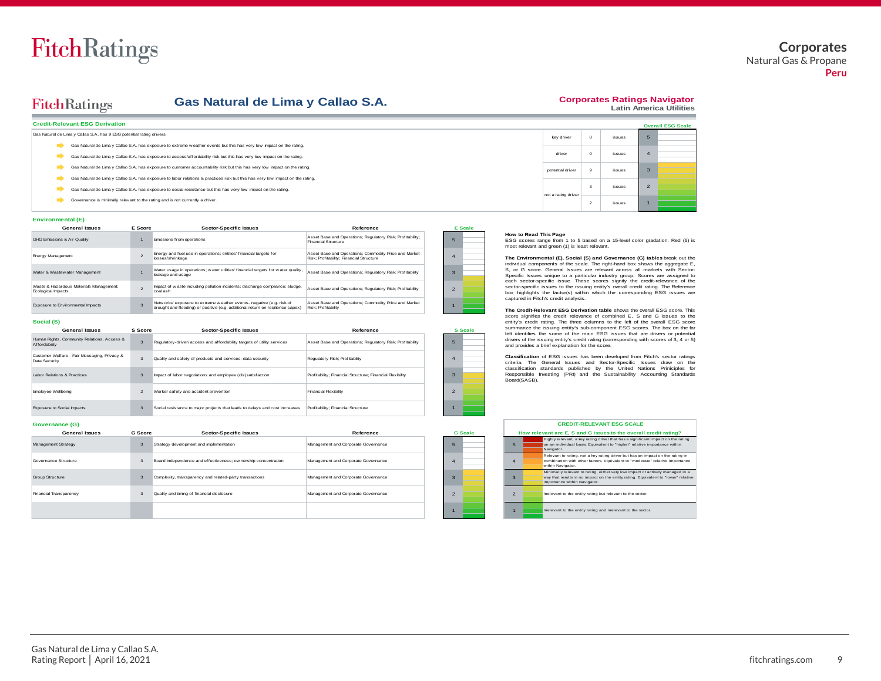# Gas Natural de Lima y Callao S.A.

**Corporates Ratings Navigator**
**Latin America Utilities**

## Credit-Relevant ESG Derivation

Gas Natural de Lima y Callao S.A. has 9 ESG potential rating drivers

- Gas Natural de Lima y Callao S.A. has exposure to extreme weather events but this has very low impact on the rating.
- Gas Natural de Lima y Callao S.A. has exposure to access/affordability risk but this has very low impact on the rating.
- Gas Natural de Lima y Callao S.A. has exposure to customer accountability risk but this has very low impact on the rating.
- Gas Natural de Lima y Callao S.A. has exposure to labor relations & practices risk but this has very low impact on the rating.
- Gas Natural de Lima y Callao S.A. has exposure to social resistance but this has very low impact on the rating.
- Governance is minimally relevant to the rating and is not currently a driver.

| Driver | Count | | Overall ESG Scale |
|---|---|---|---|
| key driver | 0 | issues | 5 |
| driver | 0 | issues | 4 |
| potential driver | 9 | issues | 3 |
| not a rating driver | 3 | issues | 2 |
| | 2 | issues | 1 |

## Environmental (E)

| General Issues | E Score | Sector-Specific Issues | Reference |
|---|---|---|---|
| GHG Emissions & Air Quality | 1 | Emissions from operations | Asset Base and Operations; Regulatory Risk; Profitability; Financial Structure |
| Energy Management | 2 | Energy and fuel use in operations; entities' financial targets for losses/shrinkage | Asset Base and Operations; Commodity Price and Market Risk; Profitability; Financial Structure |
| Water & Wastewater Management | 1 | Water usage in operations; water utilities' financial targets for water quality, leakage and usage | Asset Base and Operations; Regulatory Risk; Profitability |
| Waste & Hazardous Materials Management; Ecological Impacts | 2 | Impact of waste including pollution incidents; discharge compliance; sludge, coal ash | Asset Base and Operations; Regulatory Risk; Profitability |
| Exposure to Environmental Impacts | 3 | Networks' exposure to extreme weather events- negative (e.g. risk of drought and flooding) or positive (e.g. additional return on resilience capex) | Asset Base and Operations; Commodity Price and Market Risk; Profitability |

## Social (S)

| General Issues | S Score | Sector-Specific Issues | Reference |
|---|---|---|---|
| Human Rights, Community Relations, Access & Affordability | 3 | Regulatory-driven access and affordability targets of utility services | Asset Base and Operations; Regulatory Risk; Profitability |
| Customer Welfare - Fair Messaging, Privacy & Data Security | 3 | Quality and safety of products and services; data security | Regulatory Risk; Profitability |
| Labor Relations & Practices | 3 | Impact of labor negotiations and employee (dis)satisfaction | Profitability; Financial Structure; Financial Flexibility |
| Employee Wellbeing | 2 | Worker safety and accident prevention | Financial Flexibility |
| Exposure to Social Impacts | 3 | Social resistance to major projects that leads to delays and cost increases | Profitability; Financial Structure |

## Governance (G)

| General Issues | G Score | Sector-Specific Issues | Reference |
|---|---|---|---|
| Management Strategy | 3 | Strategy development and implementation | Management and Corporate Governance |
| Governance Structure | 3 | Board independence and effectiveness; ownership concentration | Management and Corporate Governance |
| Group Structure | 3 | Complexity, transparency and related-party transactions | Management and Corporate Governance |
| Financial Transparency | 3 | Quality and timing of financial disclosure | Management and Corporate Governance |

### How to Read This Page

ESG scores range from 1 to 5 based on a 15-level color gradation. Red (5) is most relevant and green (1) is least relevant.

**The Environmental (E), Social (S) and Governance (G) tables** break out the individual components of the scale. The right-hand box shows the aggregate E, S, or G score. General Issues are relevant across all markets with Sector-Specific Issues unique to a particular industry group. Scores are assigned to each sector-specific issue. These scores signify the credit-relevance of the sector-specific issues to the issuing entity's overall credit rating. The Reference box highlights the factor(s) within which the corresponding ESG issues are captured in Fitch's credit analysis.

**The Credit-Relevant ESG Derivation table** shows the overall ESG score. This score signifies the credit relevance of combined E, S and G issues to the entity's credit rating. The three columns to the left of the overall ESG score summarize the issuing entity's sub-component ESG scores. The box on the far left identifies the some of the main ESG issues that are drivers or potential drivers of the issuing entity's credit rating (corresponding with scores of 3, 4 or 5) and provides a brief explanation for the score.

**Classification** of ESG issues has been developed from Fitch's sector ratings criteria. The General Issues and Sector-Specific Issues draw on the classification standards published by the United Nations Priniciples for Responsible Investing (PRI) and the Sustainability Accounting Standards Board(SASB).

### CREDIT-RELEVANT ESG SCALE

**How relevant are E, S and G issues to the overall credit rating?**

| Score | Description |
|---|---|
| 5 | Highly relevant, a key rating driver that has a significant impact on the rating on an individual basis. Equivalent to "higher" relative importance within Navigator. |
| 4 | Relevant to rating, not a key rating driver but has an impact on the rating in combination with other factors. Equivalent to "moderate" relative importance within Navigator. |
| 3 | Minimally relevant to rating, either very low impact or actively managed in a way that results in no impact on the entity rating. Equivalent to "lower" relative importance within Navigator. |
| 2 | Irrelevant to the entity rating but relevant to the sector. |
| 1 | Irrelevant to the entity rating and irrelevant to the sector. |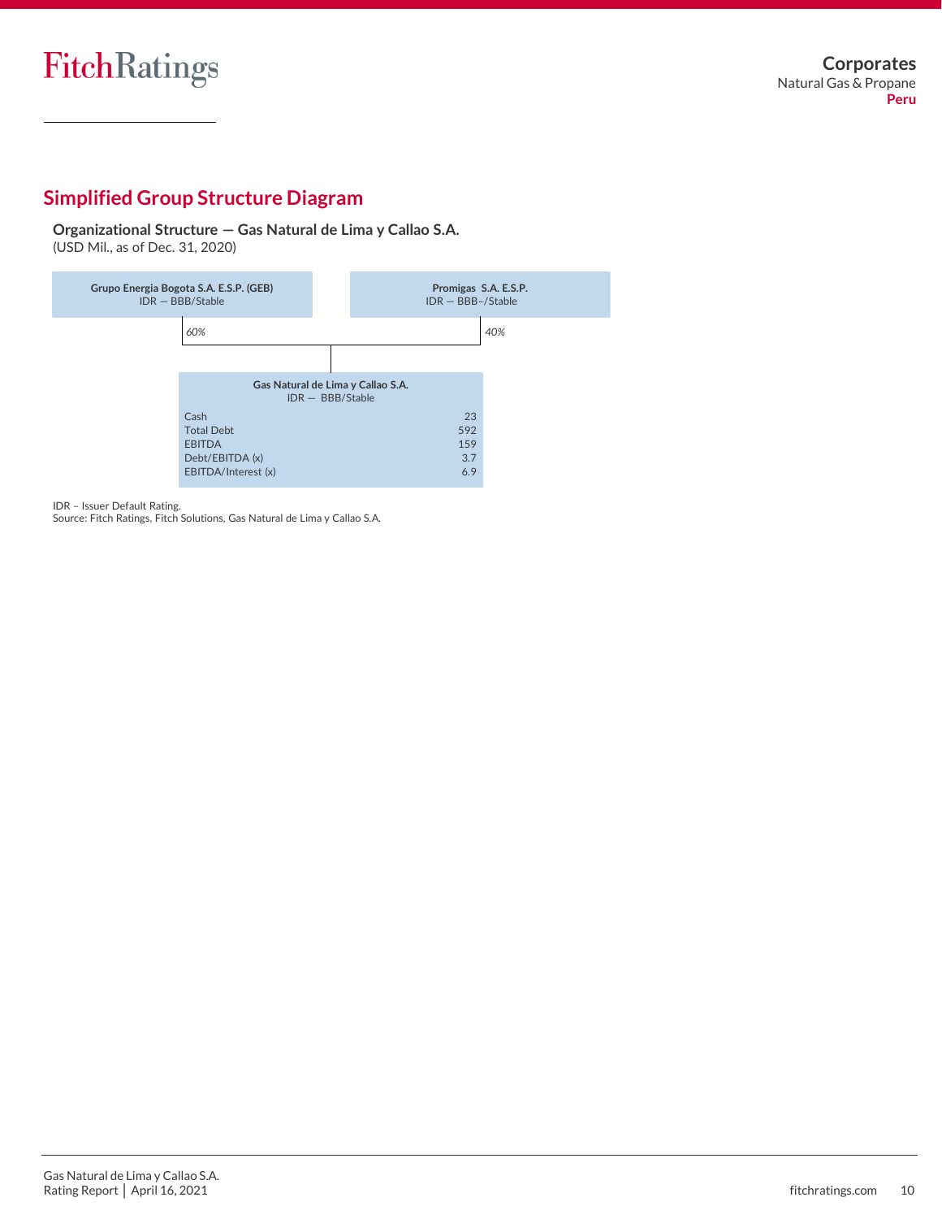## Simplified Group Structure Diagram

**Organizational Structure — Gas Natural de Lima y Callao S.A.**
(USD Mil., as of Dec. 31, 2020)

**Grupo Energia Bogota S.A. E.S.P. (GEB)**
IDR — BBB/Stable

*60%*

**Promigas S.A. E.S.P.**
IDR — BBB–/Stable

*40%*

**Gas Natural de Lima y Callao S.A.**
IDR — BBB/Stable

| | |
|---|---|
| Cash | 23 |
| Total Debt | 592 |
| EBITDA | 159 |
| Debt/EBITDA (x) | 3.7 |
| EBITDA/Interest (x) | 6.9 |

IDR – Issuer Default Rating.
Source: Fitch Ratings, Fitch Solutions, Gas Natural de Lima y Callao S.A.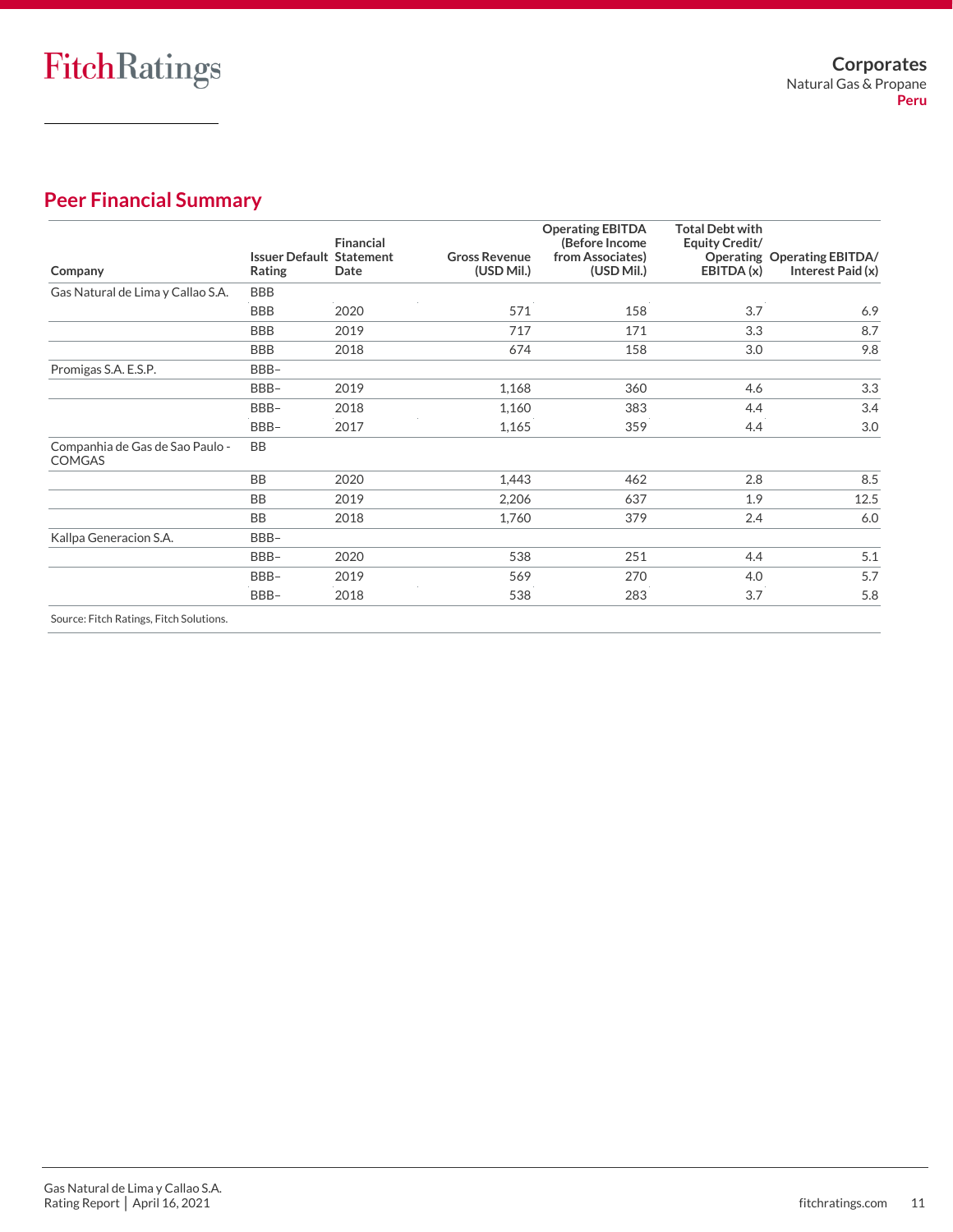## Peer Financial Summary

| Company | Issuer Default Rating | Financial Statement Date | Gross Revenue (USD Mil.) | Operating EBITDA (Before Income from Associates) (USD Mil.) | Total Debt with Equity Credit/ Operating EBITDA (x) | Operating EBITDA/ Interest Paid (x) |
|---|---|---|---|---|---|---|
| Gas Natural de Lima y Callao S.A. | BBB | | | | | |
| | BBB | 2020 | 571 | 158 | 3.7 | 6.9 |
| | BBB | 2019 | 717 | 171 | 3.3 | 8.7 |
| | BBB | 2018 | 674 | 158 | 3.0 | 9.8 |
| Promigas S.A. E.S.P. | BBB– | | | | | |
| | BBB– | 2019 | 1,168 | 360 | 4.6 | 3.3 |
| | BBB– | 2018 | 1,160 | 383 | 4.4 | 3.4 |
| | BBB– | 2017 | 1,165 | 359 | 4.4 | 3.0 |
| Companhia de Gas de Sao Paulo - COMGAS | BB | | | | | |
| | BB | 2020 | 1,443 | 462 | 2.8 | 8.5 |
| | BB | 2019 | 2,206 | 637 | 1.9 | 12.5 |
| | BB | 2018 | 1,760 | 379 | 2.4 | 6.0 |
| Kallpa Generacion S.A. | BBB– | | | | | |
| | BBB– | 2020 | 538 | 251 | 4.4 | 5.1 |
| | BBB– | 2019 | 569 | 270 | 4.0 | 5.7 |
| | BBB– | 2018 | 538 | 283 | 3.7 | 5.8 |

Source: Fitch Ratings, Fitch Solutions.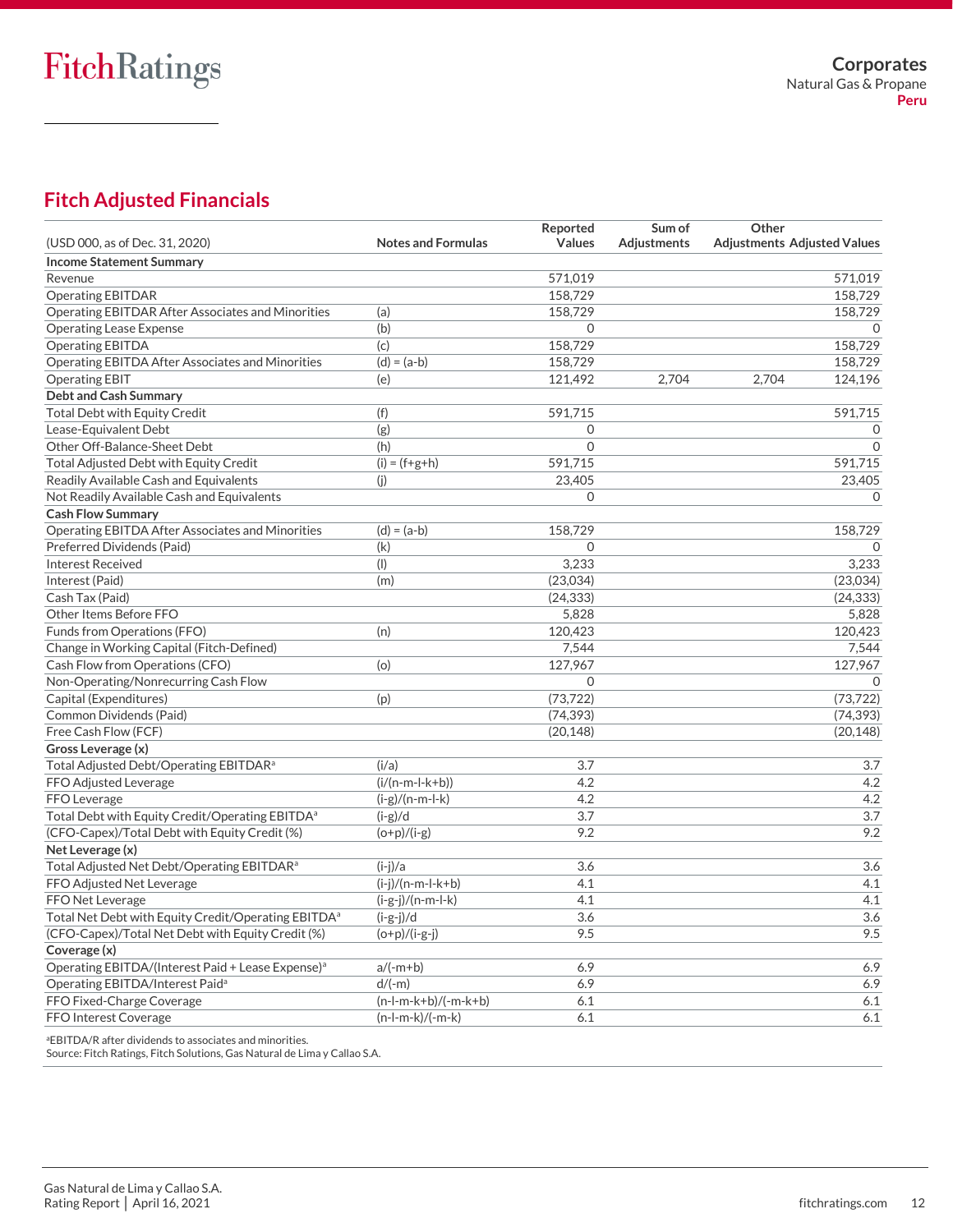## Fitch Adjusted Financials

| (USD 000, as of Dec. 31, 2020) | Notes and Formulas | Reported Values | Sum of Adjustments | Other Adjustments | Adjusted Values |
|---|---|---|---|---|---|
| **Income Statement Summary** | | | | | |
| Revenue | | 571,019 | | | 571,019 |
| Operating EBITDAR | | 158,729 | | | 158,729 |
| Operating EBITDAR After Associates and Minorities | (a) | 158,729 | | | 158,729 |
| Operating Lease Expense | (b) | 0 | | | 0 |
| Operating EBITDA | (c) | 158,729 | | | 158,729 |
| Operating EBITDA After Associates and Minorities | (d) = (a-b) | 158,729 | | | 158,729 |
| Operating EBIT | (e) | 121,492 | 2,704 | 2,704 | 124,196 |
| **Debt and Cash Summary** | | | | | |
| Total Debt with Equity Credit | (f) | 591,715 | | | 591,715 |
| Lease-Equivalent Debt | (g) | 0 | | | 0 |
| Other Off-Balance-Sheet Debt | (h) | 0 | | | 0 |
| Total Adjusted Debt with Equity Credit | (i) = (f+g+h) | 591,715 | | | 591,715 |
| Readily Available Cash and Equivalents | (j) | 23,405 | | | 23,405 |
| Not Readily Available Cash and Equivalents | | 0 | | | 0 |
| **Cash Flow Summary** | | | | | |
| Operating EBITDA After Associates and Minorities | (d) = (a-b) | 158,729 | | | 158,729 |
| Preferred Dividends (Paid) | (k) | 0 | | | 0 |
| Interest Received | (l) | 3,233 | | | 3,233 |
| Interest (Paid) | (m) | (23,034) | | | (23,034) |
| Cash Tax (Paid) | | (24,333) | | | (24,333) |
| Other Items Before FFO | | 5,828 | | | 5,828 |
| Funds from Operations (FFO) | (n) | 120,423 | | | 120,423 |
| Change in Working Capital (Fitch-Defined) | | 7,544 | | | 7,544 |
| Cash Flow from Operations (CFO) | (o) | 127,967 | | | 127,967 |
| Non-Operating/Nonrecurring Cash Flow | | 0 | | | 0 |
| Capital (Expenditures) | (p) | (73,722) | | | (73,722) |
| Common Dividends (Paid) | | (74,393) | | | (74,393) |
| Free Cash Flow (FCF) | | (20,148) | | | (20,148) |
| **Gross Leverage (x)** | | | | | |
| Total Adjusted Debt/Operating EBITDAR[a] | (i/a) | 3.7 | | | 3.7 |
| FFO Adjusted Leverage | (i/(n-m-l-k+b)) | 4.2 | | | 4.2 |
| FFO Leverage | (i-g)/(n-m-l-k) | 4.2 | | | 4.2 |
| Total Debt with Equity Credit/Operating EBITDA[a] | (i-g)/d | 3.7 | | | 3.7 |
| (CFO-Capex)/Total Debt with Equity Credit (%) | (o+p)/(i-g) | 9.2 | | | 9.2 |
| **Net Leverage (x)** | | | | | |
| Total Adjusted Net Debt/Operating EBITDAR[a] | (i-j)/a | 3.6 | | | 3.6 |
| FFO Adjusted Net Leverage | (i-j)/(n-m-l-k+b) | 4.1 | | | 4.1 |
| FFO Net Leverage | (i-g-j)/(n-m-l-k) | 4.1 | | | 4.1 |
| Total Net Debt with Equity Credit/Operating EBITDA[a] | (i-g-j)/d | 3.6 | | | 3.6 |
| (CFO-Capex)/Total Net Debt with Equity Credit (%) | (o+p)/(i-g-j) | 9.5 | | | 9.5 |
| **Coverage (x)** | | | | | |
| Operating EBITDA/(Interest Paid + Lease Expense)[a] | a/(-m+b) | 6.9 | | | 6.9 |
| Operating EBITDA/Interest Paid[a] | d/(-m) | 6.9 | | | 6.9 |
| FFO Fixed-Charge Coverage | (n-l-m-k+b)/(-m-k+b) | 6.1 | | | 6.1 |
| FFO Interest Coverage | (n-l-m-k)/(-m-k) | 6.1 | | | 6.1 |

[a]EBITDA/R after dividends to associates and minorities.
Source: Fitch Ratings, Fitch Solutions, Gas Natural de Lima y Callao S.A.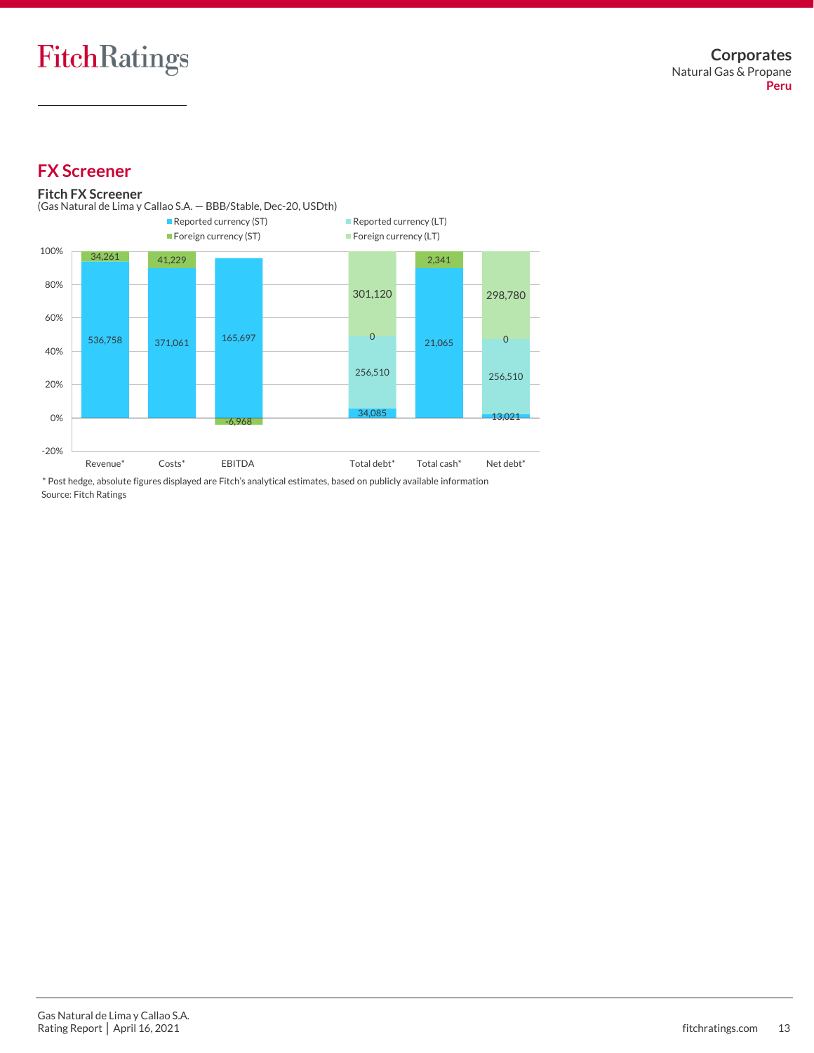## FX Screener

**Fitch FX Screener**
(Gas Natural de Lima y Callao S.A. — BBB/Stable, Dec-20, USDth)

| | Revenue* | Costs* | EBITDA | Total debt* | Total cash* | Net debt* |
|---|---|---|---|---|---|---|
| Reported currency (ST) | 536,758 | 371,061 | 165,697 | 34,085 | 21,065 | 13,021 |
| Foreign currency (ST) | 34,261 | 41,229 | -6,968 | 0 | 2,341 | 0 |
| Reported currency (LT) | | | | 256,510 | | 256,510 |
| Foreign currency (LT) | | | | 301,120 | | 298,780 |

\* Post hedge, absolute figures displayed are Fitch's analytical estimates, based on publicly available information
Source: Fitch Ratings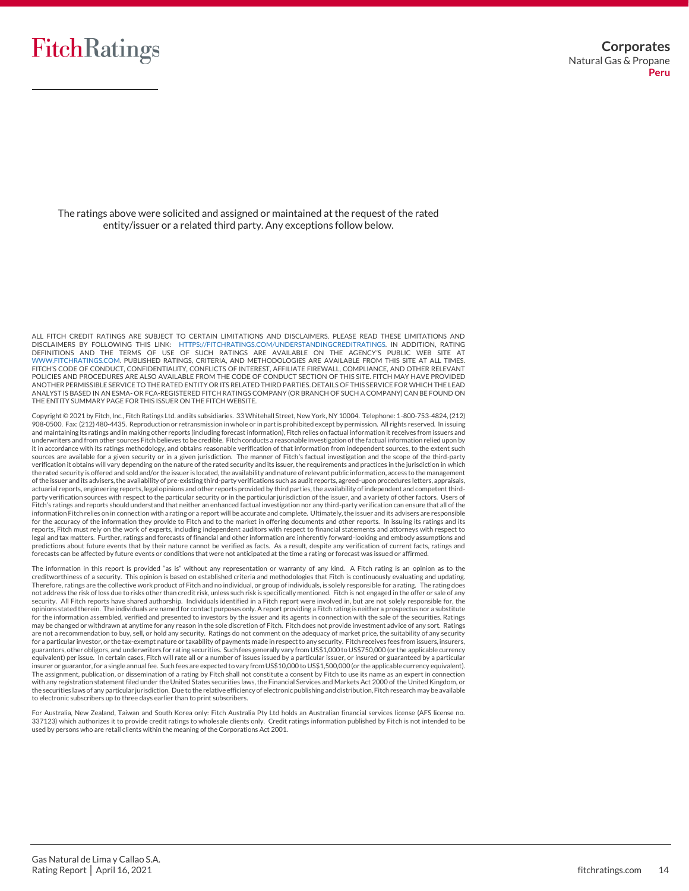The ratings above were solicited and assigned or maintained at the request of the rated entity/issuer or a related third party. Any exceptions follow below.

ALL FITCH CREDIT RATINGS ARE SUBJECT TO CERTAIN LIMITATIONS AND DISCLAIMERS. PLEASE READ THESE LIMITATIONS AND DISCLAIMERS BY FOLLOWING THIS LINK: HTTPS://FITCHRATINGS.COM/UNDERSTANDINGCREDITRATINGS. IN ADDITION, RATING DEFINITIONS AND THE TERMS OF USE OF SUCH RATINGS ARE AVAILABLE ON THE AGENCY'S PUBLIC WEB SITE AT WWW.FITCHRATINGS.COM. PUBLISHED RATINGS, CRITERIA, AND METHODOLOGIES ARE AVAILABLE FROM THIS SITE AT ALL TIMES. FITCH'S CODE OF CONDUCT, CONFIDENTIALITY, CONFLICTS OF INTEREST, AFFILIATE FIREWALL, COMPLIANCE, AND OTHER RELEVANT POLICIES AND PROCEDURES ARE ALSO AVAILABLE FROM THE CODE OF CONDUCT SECTION OF THIS SITE. FITCH MAY HAVE PROVIDED ANOTHER PERMISSIBLE SERVICE TO THE RATED ENTITY OR ITS RELATED THIRD PARTIES. DETAILS OF THIS SERVICE FOR WHICH THE LEAD ANALYST IS BASED IN AN ESMA- OR FCA-REGISTERED FITCH RATINGS COMPANY (OR BRANCH OF SUCH A COMPANY) CAN BE FOUND ON THE ENTITY SUMMARY PAGE FOR THIS ISSUER ON THE FITCH WEBSITE.

Copyright © 2021 by Fitch, Inc., Fitch Ratings Ltd. and its subsidiaries. 33 Whitehall Street, New York, NY 10004. Telephone: 1-800-753-4824, (212) 908-0500. Fax: (212) 480-4435. Reproduction or retransmission in whole or in part is prohibited except by permission. All rights reserved. In issuing and maintaining its ratings and in making other reports (including forecast information), Fitch relies on factual information it receives from issuers and underwriters and from other sources Fitch believes to be credible. Fitch conducts a reasonable investigation of the factual information relied upon by it in accordance with its ratings methodology, and obtains reasonable verification of that information from independent sources, to the extent such sources are available for a given security or in a given jurisdiction. The manner of Fitch's factual investigation and the scope of the third-party verification it obtains will vary depending on the nature of the rated security and its issuer, the requirements and practices in the jurisdiction in which the rated security is offered and sold and/or the issuer is located, the availability and nature of relevant public information, access to the management of the issuer and its advisers, the availability of pre-existing third-party verifications such as audit reports, agreed-upon procedures letters, appraisals, actuarial reports, engineering reports, legal opinions and other reports provided by third parties, the availability of independent and competent third-party verification sources with respect to the particular security or in the particular jurisdiction of the issuer, and a variety of other factors. Users of Fitch's ratings and reports should understand that neither an enhanced factual investigation nor any third-party verification can ensure that all of the information Fitch relies on in connection with a rating or a report will be accurate and complete. Ultimately, the issuer and its advisers are responsible for the accuracy of the information they provide to Fitch and to the market in offering documents and other reports. In issuing its ratings and its reports, Fitch must rely on the work of experts, including independent auditors with respect to financial statements and attorneys with respect to legal and tax matters. Further, ratings and forecasts of financial and other information are inherently forward-looking and embody assumptions and predictions about future events that by their nature cannot be verified as facts. As a result, despite any verification of current facts, ratings and forecasts can be affected by future events or conditions that were not anticipated at the time a rating or forecast was issued or affirmed.

The information in this report is provided "as is" without any representation or warranty of any kind. A Fitch rating is an opinion as to the creditworthiness of a security. This opinion is based on established criteria and methodologies that Fitch is continuously evaluating and updating. Therefore, ratings are the collective work product of Fitch and no individual, or group of individuals, is solely responsible for a rating. The rating does not address the risk of loss due to risks other than credit risk, unless such risk is specifically mentioned. Fitch is not engaged in the offer or sale of any security. All Fitch reports have shared authorship. Individuals identified in a Fitch report were involved in, but are not solely responsible for, the opinions stated therein. The individuals are named for contact purposes only. A report providing a Fitch rating is neither a prospectus nor a substitute for the information assembled, verified and presented to investors by the issuer and its agents in connection with the sale of the securities. Ratings may be changed or withdrawn at anytime for any reason in the sole discretion of Fitch. Fitch does not provide investment advice of any sort. Ratings are not a recommendation to buy, sell, or hold any security. Ratings do not comment on the adequacy of market price, the suitability of any security for a particular investor, or the tax-exempt nature or taxability of payments made in respect to any security. Fitch receives fees from issuers, insurers, guarantors, other obligors, and underwriters for rating securities. Such fees generally vary from US$1,000 to US$750,000 (or the applicable currency equivalent) per issue. In certain cases, Fitch will rate all or a number of issues issued by a particular issuer, or insured or guaranteed by a particular insurer or guarantor, for a single annual fee. Such fees are expected to vary from US$10,000 to US$1,500,000 (or the applicable currency equivalent). The assignment, publication, or dissemination of a rating by Fitch shall not constitute a consent by Fitch to use its name as an expert in connection with any registration statement filed under the United States securities laws, the Financial Services and Markets Act 2000 of the United Kingdom, or the securities laws of any particular jurisdiction. Due to the relative efficiency of electronic publishing and distribution, Fitch research may be available to electronic subscribers up to three days earlier than to print subscribers.

For Australia, New Zealand, Taiwan and South Korea only: Fitch Australia Pty Ltd holds an Australian financial services license (AFS license no. 337123) which authorizes it to provide credit ratings to wholesale clients only. Credit ratings information published by Fitch is not intended to be used by persons who are retail clients within the meaning of the Corporations Act 2001.